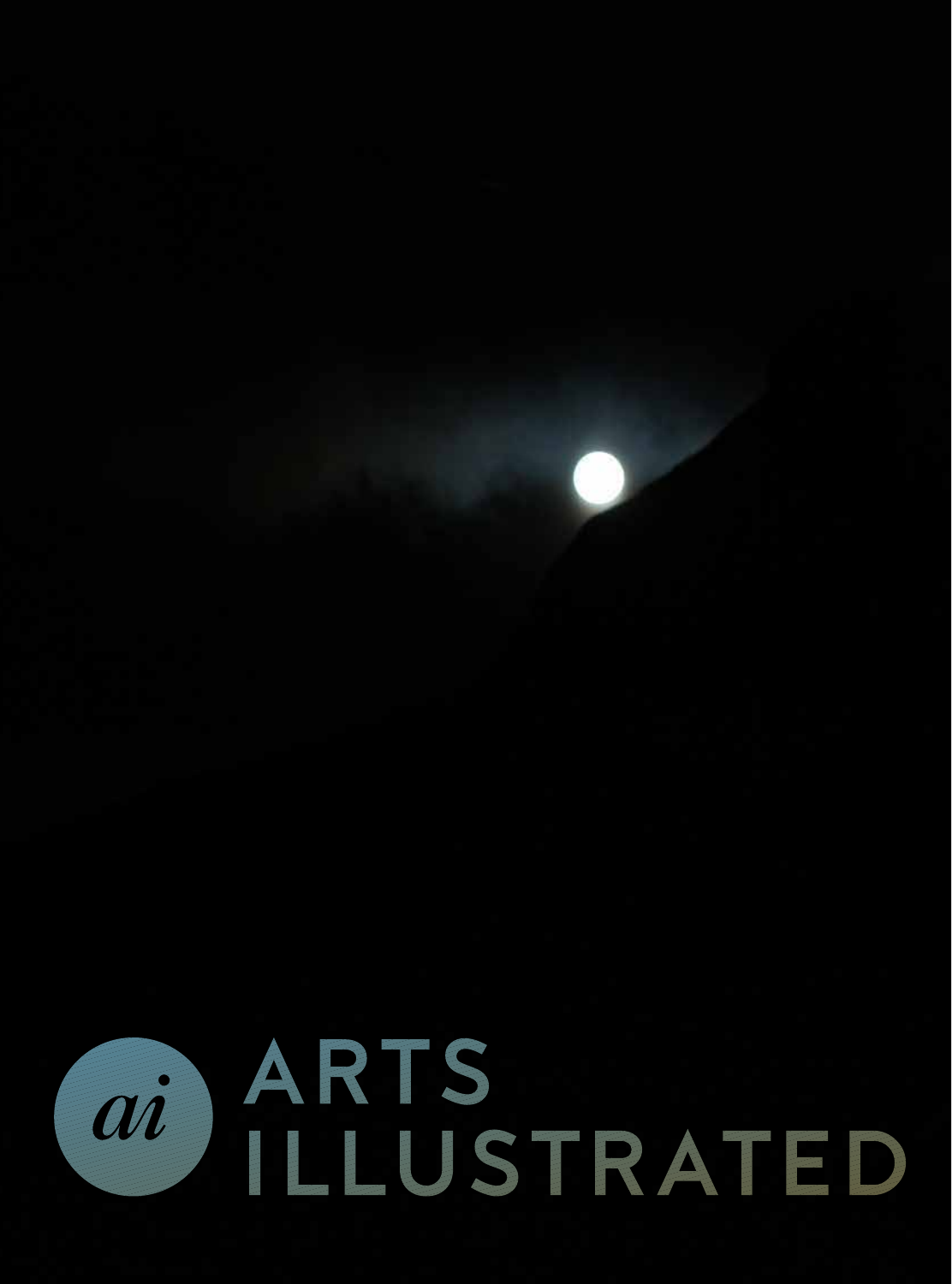ai ARTS ILLUSTRATED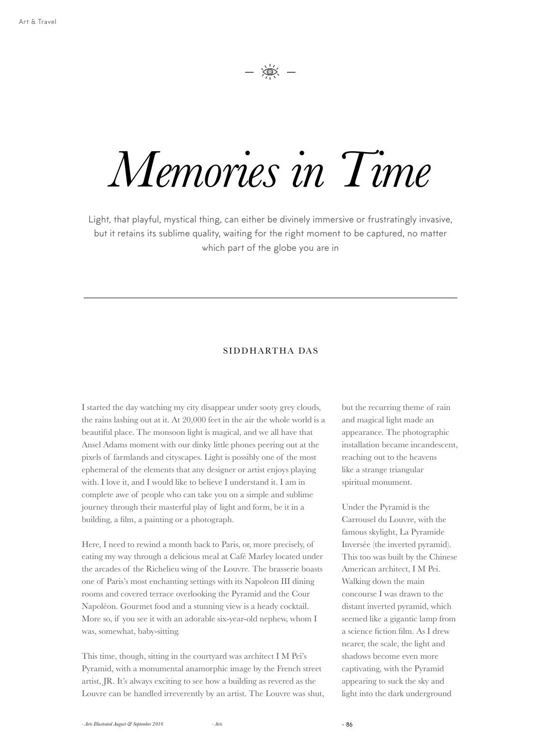# *Memories in Time*

Light, that playful, mystical thing, can either be divinely immersive or frustratingly invasive, but it retains its sublime quality, waiting for the right moment to be captured, no matter which part of the globe you are in

---

SIDDHARTHA DAS

I started the day watching my city disappear under sooty grey clouds, the rains lashing out at it. At 20,000 feet in the air the whole world is a beautiful place. The monsoon light is magical, and we all have that Ansel Adams moment with our dinky little phones peering out at the pixels of farmlands and cityscapes. Light is possibly one of the most ephemeral of the elements that any designer or artist enjoys playing with. I love it, and I would like to believe I understand it. I am in complete awe of people who can take you on a simple and sublime journey through their masterful play of light and form, be it in a building, a film, a painting or a photograph.

Here, I need to rewind a month back to Paris, or, more precisely, of eating my way through a delicious meal at Café Marley located under the arcades of the Richelieu wing of the Louvre. The brasserie boasts one of Paris's most enchanting settings with its Napoleon III dining rooms and covered terrace overlooking the Pyramid and the Cour Napoléon. Gourmet food and a stunning view is a heady cocktail. More so, if you see it with an adorable six-year-old nephew, whom I was, somewhat, baby-sitting.

This time, though, sitting in the courtyard was architect I M Pei's Pyramid, with a monumental anamorphic image by the French street artist, JR. It's always exciting to see how a building as revered as the Louvre can be handled irreverently by an artist. The Louvre was shut, but the recurring theme of rain and magical light made an appearance. The photographic installation became incandescent, reaching out to the heavens like a strange triangular spiritual monument.

Under the Pyramid is the Carrousel du Louvre, with the famous skylight, La Pyramide Inversée (the inverted pyramid). This too was built by the Chinese American architect, I M Pei. Walking down the main concourse I was drawn to the distant inverted pyramid, which seemed like a gigantic lamp from a science fiction film. As I drew nearer, the scale, the light and shadows become even more captivating, with the Pyramid appearing to suck the sky and light into the dark underground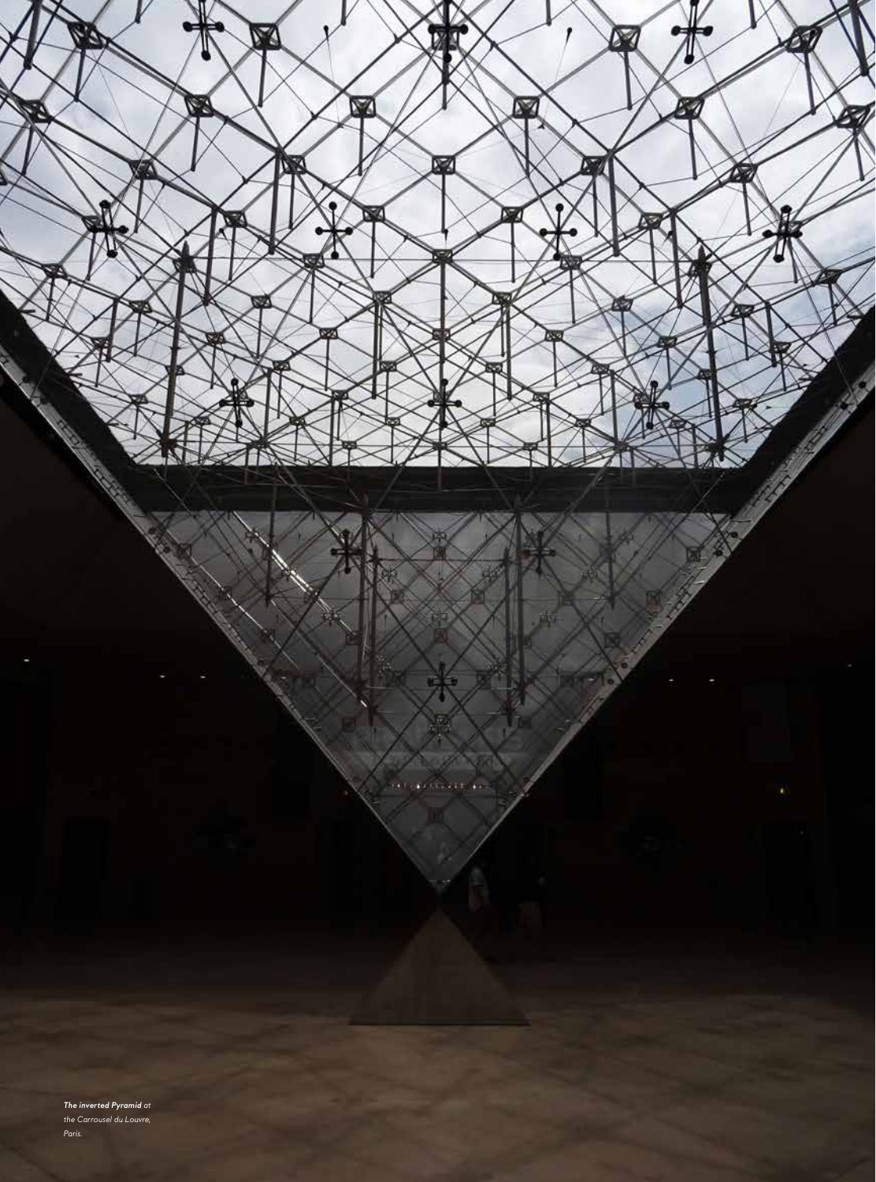***The inverted Pyramid** at the Carrousel du Louvre, Paris.*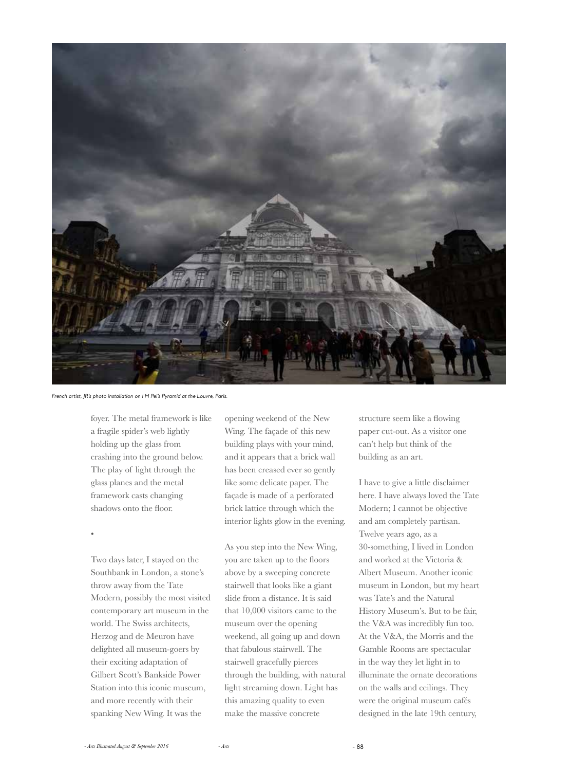*French artist, JR's photo installation on I M Pei's Pyramid at the Louvre, Paris.*

foyer. The metal framework is like a fragile spider's web lightly holding up the glass from crashing into the ground below. The play of light through the glass planes and the metal framework casts changing shadows onto the floor.

•

Two days later, I stayed on the Southbank in London, a stone's throw away from the Tate Modern, possibly the most visited contemporary art museum in the world. The Swiss architects, Herzog and de Meuron have delighted all museum-goers by their exciting adaptation of Gilbert Scott's Bankside Power Station into this iconic museum, and more recently with their spanking New Wing. It was the opening weekend of the New Wing. The façade of this new building plays with your mind, and it appears that a brick wall has been creased ever so gently like some delicate paper. The façade is made of a perforated brick lattice through which the interior lights glow in the evening.

As you step into the New Wing, you are taken up to the floors above by a sweeping concrete stairwell that looks like a giant slide from a distance. It is said that 10,000 visitors came to the museum over the opening weekend, all going up and down that fabulous stairwell. The stairwell gracefully pierces through the building, with natural light streaming down. Light has this amazing quality to even make the massive concrete structure seem like a flowing paper cut-out. As a visitor one can't help but think of the building as an art.

I have to give a little disclaimer here. I have always loved the Tate Modern; I cannot be objective and am completely partisan. Twelve years ago, as a 30-something, I lived in London and worked at the Victoria & Albert Museum. Another iconic museum in London, but my heart was Tate's and the Natural History Museum's. But to be fair, the V&A was incredibly fun too. At the V&A, the Morris and the Gamble Rooms are spectacular in the way they let light in to illuminate the ornate decorations on the walls and ceilings. They were the original museum cafés designed in the late 19th century,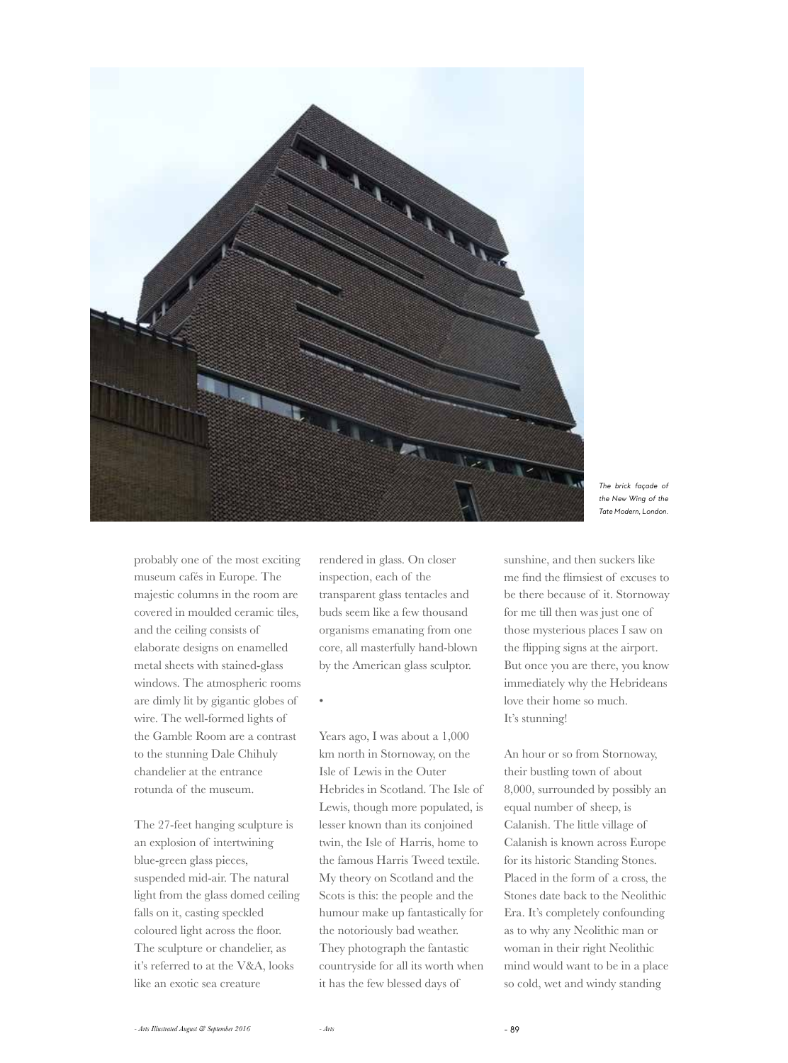The brick façade of the New Wing of the Tate Modern, London.

probably one of the most exciting museum cafés in Europe. The majestic columns in the room are covered in moulded ceramic tiles, and the ceiling consists of elaborate designs on enamelled metal sheets with stained-glass windows. The atmospheric rooms are dimly lit by gigantic globes of wire. The well-formed lights of the Gamble Room are a contrast to the stunning Dale Chihuly chandelier at the entrance rotunda of the museum.

The 27-feet hanging sculpture is an explosion of intertwining blue-green glass pieces, suspended mid-air. The natural light from the glass domed ceiling falls on it, casting speckled coloured light across the floor. The sculpture or chandelier, as it's referred to at the V&A, looks like an exotic sea creature rendered in glass. On closer inspection, each of the transparent glass tentacles and buds seem like a few thousand organisms emanating from one core, all masterfully hand-blown by the American glass sculptor.

•

Years ago, I was about a 1,000 km north in Stornoway, on the Isle of Lewis in the Outer Hebrides in Scotland. The Isle of Lewis, though more populated, is lesser known than its conjoined twin, the Isle of Harris, home to the famous Harris Tweed textile. My theory on Scotland and the Scots is this: the people and the humour make up fantastically for the notoriously bad weather. They photograph the fantastic countryside for all its worth when it has the few blessed days of sunshine, and then suckers like me find the flimsiest of excuses to be there because of it. Stornoway for me till then was just one of those mysterious places I saw on the flipping signs at the airport. But once you are there, you know immediately why the Hebrideans love their home so much. It's stunning!

An hour or so from Stornoway, their bustling town of about 8,000, surrounded by possibly an equal number of sheep, is Calanish. The little village of Calanish is known across Europe for its historic Standing Stones. Placed in the form of a cross, the Stones date back to the Neolithic Era. It's completely confounding as to why any Neolithic man or woman in their right Neolithic mind would want to be in a place so cold, wet and windy standing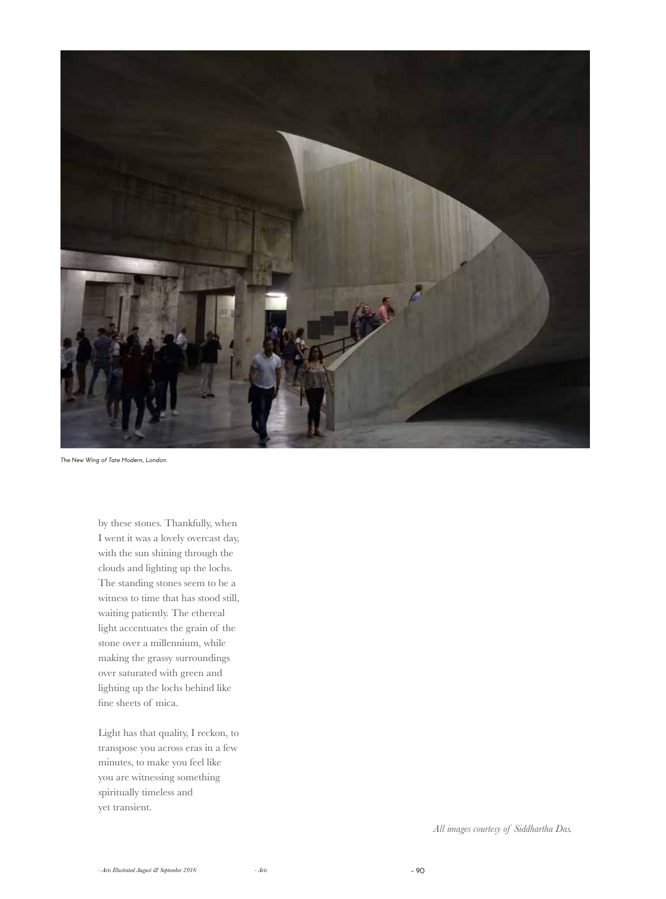The New Wing of Tate Modern, London.

by these stones. Thankfully, when I went it was a lovely overcast day, with the sun shining through the clouds and lighting up the lochs. The standing stones seem to be a witness to time that has stood still, waiting patiently. The ethereal light accentuates the grain of the stone over a millennium, while making the grassy surroundings over saturated with green and lighting up the lochs behind like fine sheets of mica.

Light has that quality, I reckon, to transpose you across eras in a few minutes, to make you feel like you are witnessing something spiritually timeless and yet transient.

*All images courtesy of Siddhartha Das.*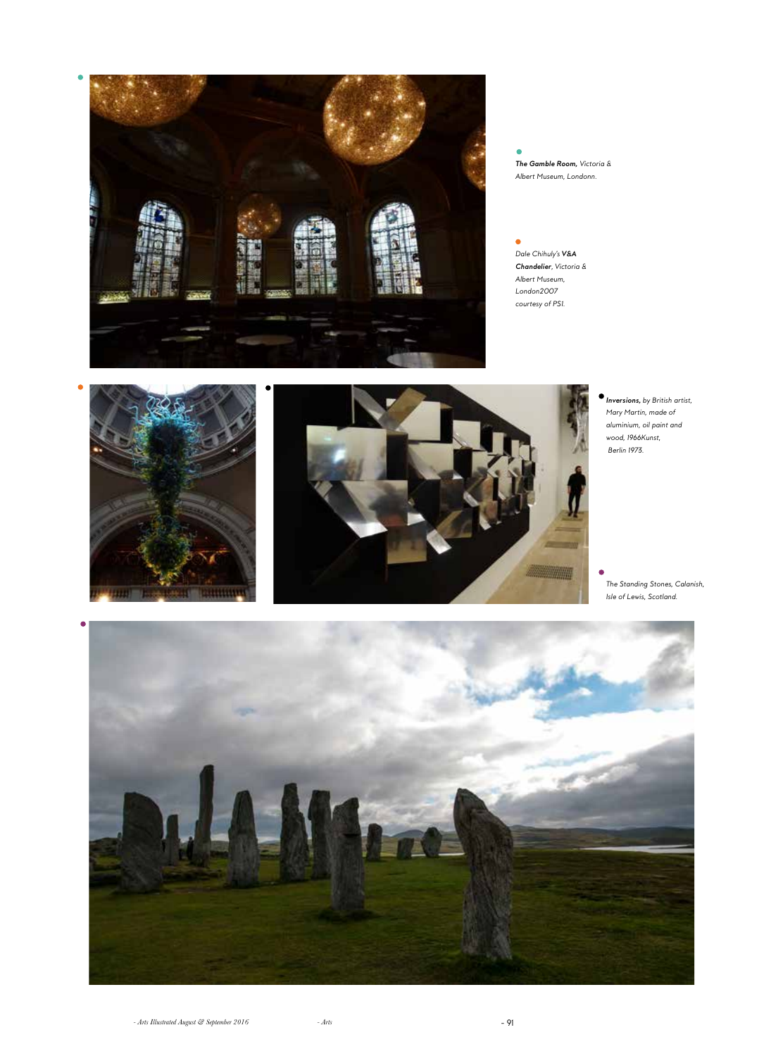***The Gamble Room,*** *Victoria & Albert Museum, Londonn.*

*Dale Chihuly's* ***V&A Chandelier****, Victoria & Albert Museum, London2007 courtesy of PSI.*

***Inversions,*** *by British artist, Mary Martin, made of aluminium, oil paint and wood, 1966Kunst, Berlin 1973.*

*The Standing Stones, Calanish, Isle of Lewis, Scotland.*